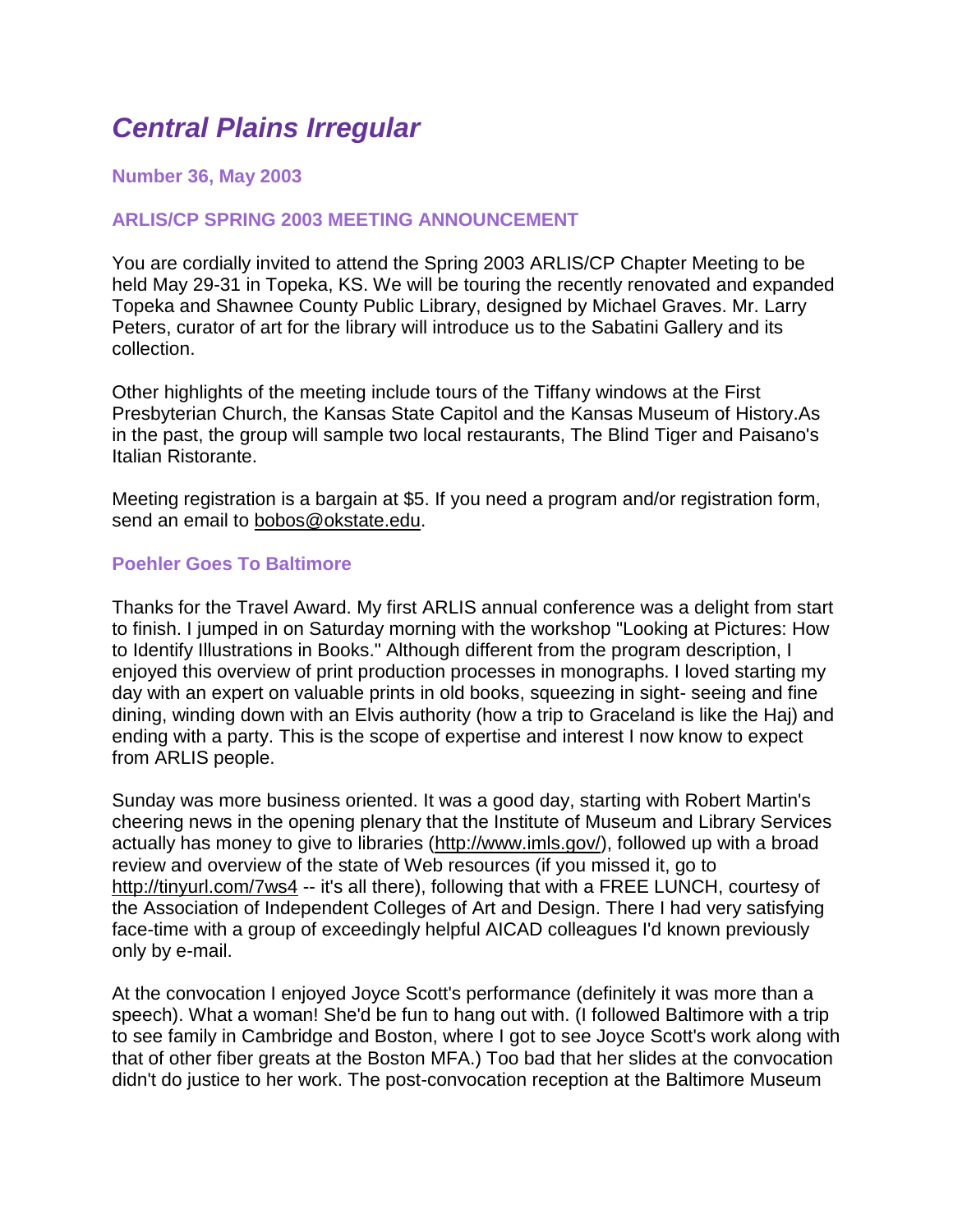# *Central Plains Irregular*

### Number 36, May 2003

### ARLIS/CP SPRING 2003 MEETING ANNOUNCEMENT

You are cordially invited to attend the Spring 2003 ARLIS/CP Chapter Meeting to be held May 29-31 in Topeka, KS. We will be touring the recently renovated and expanded Topeka and Shawnee County Public Library, designed by Michael Graves. Mr. Larry Peters, curator of art for the library will introduce us to the Sabatini Gallery and its collection.

Other highlights of the meeting include tours of the Tiffany windows at the First Presbyterian Church, the Kansas State Capitol and the Kansas Museum of History.As in the past, the group will sample two local restaurants, The Blind Tiger and Paisano's Italian Ristorante.

Meeting registration is a bargain at $5. If you need a program and/or registration form, send an email to bobos@okstate.edu.

### Poehler Goes To Baltimore

Thanks for the Travel Award. My first ARLIS annual conference was a delight from start to finish. I jumped in on Saturday morning with the workshop "Looking at Pictures: How to Identify Illustrations in Books." Although different from the program description, I enjoyed this overview of print production processes in monographs. I loved starting my day with an expert on valuable prints in old books, squeezing in sight- seeing and fine dining, winding down with an Elvis authority (how a trip to Graceland is like the Haj) and ending with a party. This is the scope of expertise and interest I now know to expect from ARLIS people.

Sunday was more business oriented. It was a good day, starting with Robert Martin's cheering news in the opening plenary that the Institute of Museum and Library Services actually has money to give to libraries (http://www.imls.gov/), followed up with a broad review and overview of the state of Web resources (if you missed it, go to http://tinyurl.com/7ws4 -- it's all there), following that with a FREE LUNCH, courtesy of the Association of Independent Colleges of Art and Design. There I had very satisfying face-time with a group of exceedingly helpful AICAD colleagues I'd known previously only by e-mail.

At the convocation I enjoyed Joyce Scott's performance (definitely it was more than a speech). What a woman! She'd be fun to hang out with. (I followed Baltimore with a trip to see family in Cambridge and Boston, where I got to see Joyce Scott's work along with that of other fiber greats at the Boston MFA.) Too bad that her slides at the convocation didn't do justice to her work. The post-convocation reception at the Baltimore Museum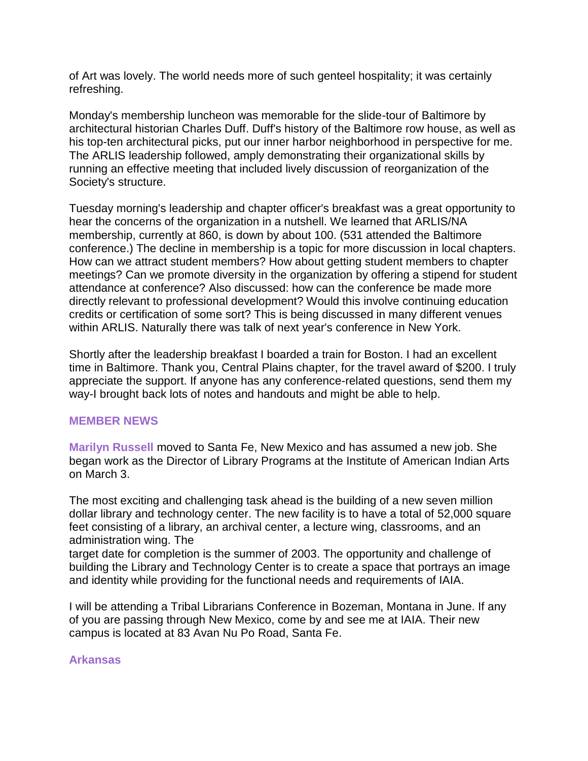of Art was lovely. The world needs more of such genteel hospitality; it was certainly refreshing.

Monday's membership luncheon was memorable for the slide-tour of Baltimore by architectural historian Charles Duff. Duff's history of the Baltimore row house, as well as his top-ten architectural picks, put our inner harbor neighborhood in perspective for me. The ARLIS leadership followed, amply demonstrating their organizational skills by running an effective meeting that included lively discussion of reorganization of the Society's structure.

Tuesday morning's leadership and chapter officer's breakfast was a great opportunity to hear the concerns of the organization in a nutshell. We learned that ARLIS/NA membership, currently at 860, is down by about 100. (531 attended the Baltimore conference.) The decline in membership is a topic for more discussion in local chapters. How can we attract student members? How about getting student members to chapter meetings? Can we promote diversity in the organization by offering a stipend for student attendance at conference? Also discussed: how can the conference be made more directly relevant to professional development? Would this involve continuing education credits or certification of some sort? This is being discussed in many different venues within ARLIS. Naturally there was talk of next year's conference in New York.

Shortly after the leadership breakfast I boarded a train for Boston. I had an excellent time in Baltimore. Thank you, Central Plains chapter, for the travel award of $200. I truly appreciate the support. If anyone has any conference-related questions, send them my way-I brought back lots of notes and handouts and might be able to help.

## MEMBER NEWS

**Marilyn Russell** moved to Santa Fe, New Mexico and has assumed a new job. She began work as the Director of Library Programs at the Institute of American Indian Arts on March 3.

The most exciting and challenging task ahead is the building of a new seven million dollar library and technology center. The new facility is to have a total of 52,000 square feet consisting of a library, an archival center, a lecture wing, classrooms, and an administration wing. The target date for completion is the summer of 2003. The opportunity and challenge of building the Library and Technology Center is to create a space that portrays an image and identity while providing for the functional needs and requirements of IAIA.

I will be attending a Tribal Librarians Conference in Bozeman, Montana in June. If any of you are passing through New Mexico, come by and see me at IAIA. Their new campus is located at 83 Avan Nu Po Road, Santa Fe.

### Arkansas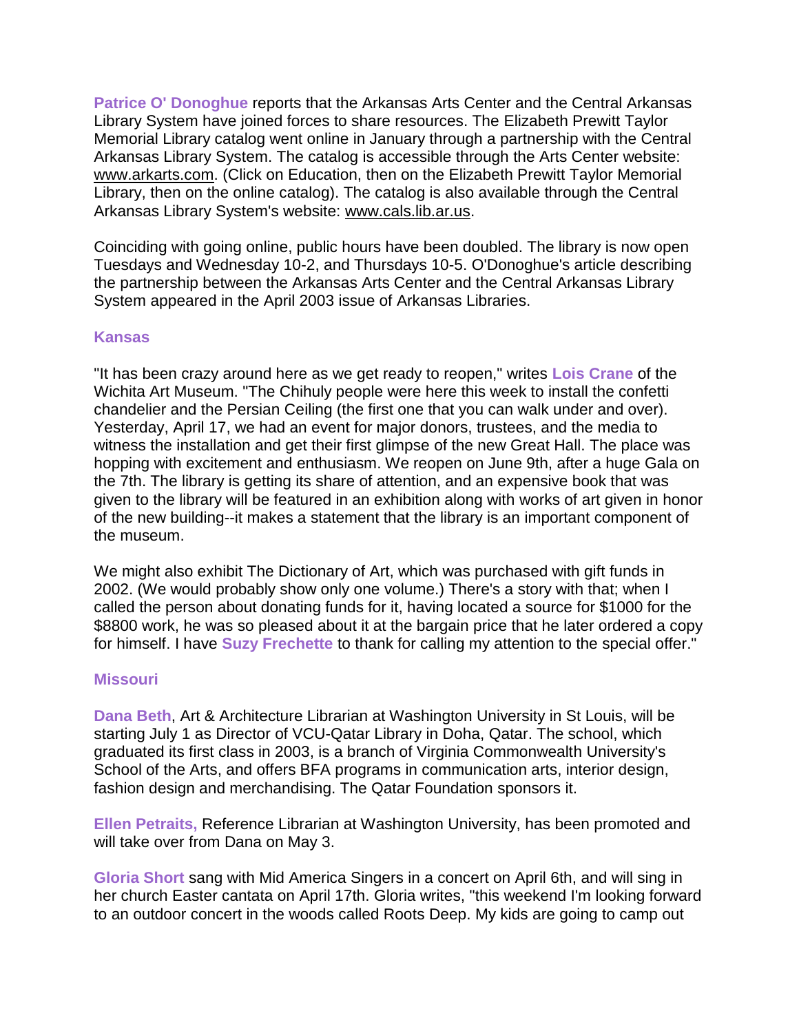**Patrice O' Donoghue** reports that the Arkansas Arts Center and the Central Arkansas Library System have joined forces to share resources. The Elizabeth Prewitt Taylor Memorial Library catalog went online in January through a partnership with the Central Arkansas Library System. The catalog is accessible through the Arts Center website: www.arkarts.com. (Click on Education, then on the Elizabeth Prewitt Taylor Memorial Library, then on the online catalog). The catalog is also available through the Central Arkansas Library System's website: www.cals.lib.ar.us.

Coinciding with going online, public hours have been doubled. The library is now open Tuesdays and Wednesday 10-2, and Thursdays 10-5. O'Donoghue's article describing the partnership between the Arkansas Arts Center and the Central Arkansas Library System appeared in the April 2003 issue of Arkansas Libraries.

### Kansas

"It has been crazy around here as we get ready to reopen," writes **Lois Crane** of the Wichita Art Museum. "The Chihuly people were here this week to install the confetti chandelier and the Persian Ceiling (the first one that you can walk under and over). Yesterday, April 17, we had an event for major donors, trustees, and the media to witness the installation and get their first glimpse of the new Great Hall. The place was hopping with excitement and enthusiasm. We reopen on June 9th, after a huge Gala on the 7th. The library is getting its share of attention, and an expensive book that was given to the library will be featured in an exhibition along with works of art given in honor of the new building--it makes a statement that the library is an important component of the museum.

We might also exhibit The Dictionary of Art, which was purchased with gift funds in 2002. (We would probably show only one volume.) There's a story with that; when I called the person about donating funds for it, having located a source for $1000 for the $8800 work, he was so pleased about it at the bargain price that he later ordered a copy for himself. I have **Suzy Frechette** to thank for calling my attention to the special offer."

### Missouri

**Dana Beth**, Art & Architecture Librarian at Washington University in St Louis, will be starting July 1 as Director of VCU-Qatar Library in Doha, Qatar. The school, which graduated its first class in 2003, is a branch of Virginia Commonwealth University's School of the Arts, and offers BFA programs in communication arts, interior design, fashion design and merchandising. The Qatar Foundation sponsors it.

**Ellen Petraits,** Reference Librarian at Washington University, has been promoted and will take over from Dana on May 3.

**Gloria Short** sang with Mid America Singers in a concert on April 6th, and will sing in her church Easter cantata on April 17th. Gloria writes, "this weekend I'm looking forward to an outdoor concert in the woods called Roots Deep. My kids are going to camp out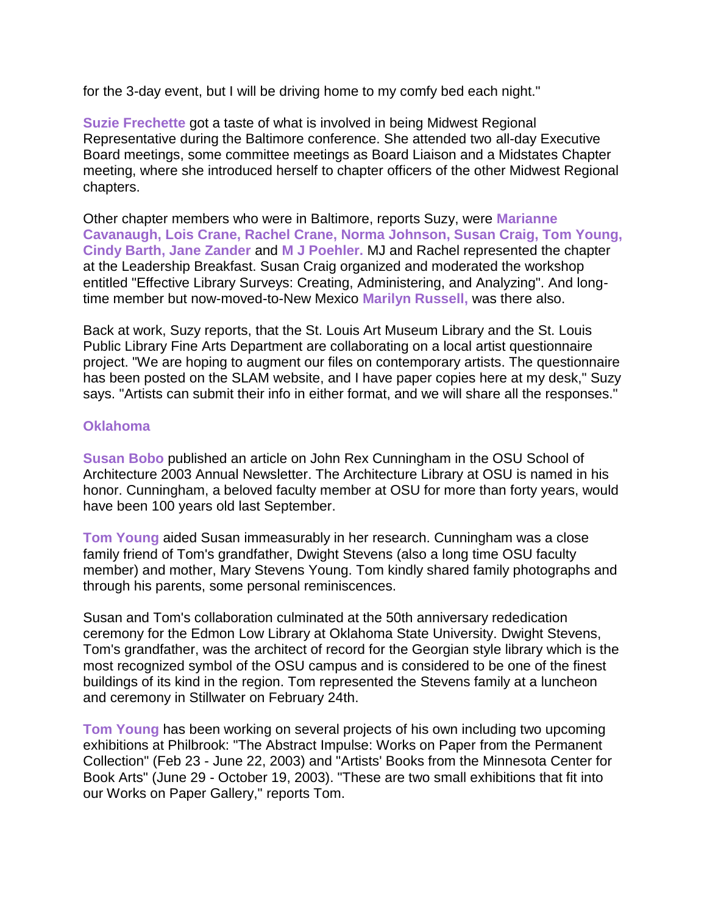for the 3-day event, but I will be driving home to my comfy bed each night."

**Suzie Frechette** got a taste of what is involved in being Midwest Regional Representative during the Baltimore conference. She attended two all-day Executive Board meetings, some committee meetings as Board Liaison and a Midstates Chapter meeting, where she introduced herself to chapter officers of the other Midwest Regional chapters.

Other chapter members who were in Baltimore, reports Suzy, were **Marianne Cavanaugh, Lois Crane, Rachel Crane, Norma Johnson, Susan Craig, Tom Young, Cindy Barth, Jane Zander** and **M J Poehler.** MJ and Rachel represented the chapter at the Leadership Breakfast. Susan Craig organized and moderated the workshop entitled "Effective Library Surveys: Creating, Administering, and Analyzing". And long-time member but now-moved-to-New Mexico **Marilyn Russell,** was there also.

Back at work, Suzy reports, that the St. Louis Art Museum Library and the St. Louis Public Library Fine Arts Department are collaborating on a local artist questionnaire project. "We are hoping to augment our files on contemporary artists. The questionnaire has been posted on the SLAM website, and I have paper copies here at my desk," Suzy says. "Artists can submit their info in either format, and we will share all the responses."

### Oklahoma

**Susan Bobo** published an article on John Rex Cunningham in the OSU School of Architecture 2003 Annual Newsletter. The Architecture Library at OSU is named in his honor. Cunningham, a beloved faculty member at OSU for more than forty years, would have been 100 years old last September.

**Tom Young** aided Susan immeasurably in her research. Cunningham was a close family friend of Tom's grandfather, Dwight Stevens (also a long time OSU faculty member) and mother, Mary Stevens Young. Tom kindly shared family photographs and through his parents, some personal reminiscences.

Susan and Tom's collaboration culminated at the 50th anniversary rededication ceremony for the Edmon Low Library at Oklahoma State University. Dwight Stevens, Tom's grandfather, was the architect of record for the Georgian style library which is the most recognized symbol of the OSU campus and is considered to be one of the finest buildings of its kind in the region. Tom represented the Stevens family at a luncheon and ceremony in Stillwater on February 24th.

**Tom Young** has been working on several projects of his own including two upcoming exhibitions at Philbrook: "The Abstract Impulse: Works on Paper from the Permanent Collection" (Feb 23 - June 22, 2003) and "Artists' Books from the Minnesota Center for Book Arts" (June 29 - October 19, 2003). "These are two small exhibitions that fit into our Works on Paper Gallery," reports Tom.